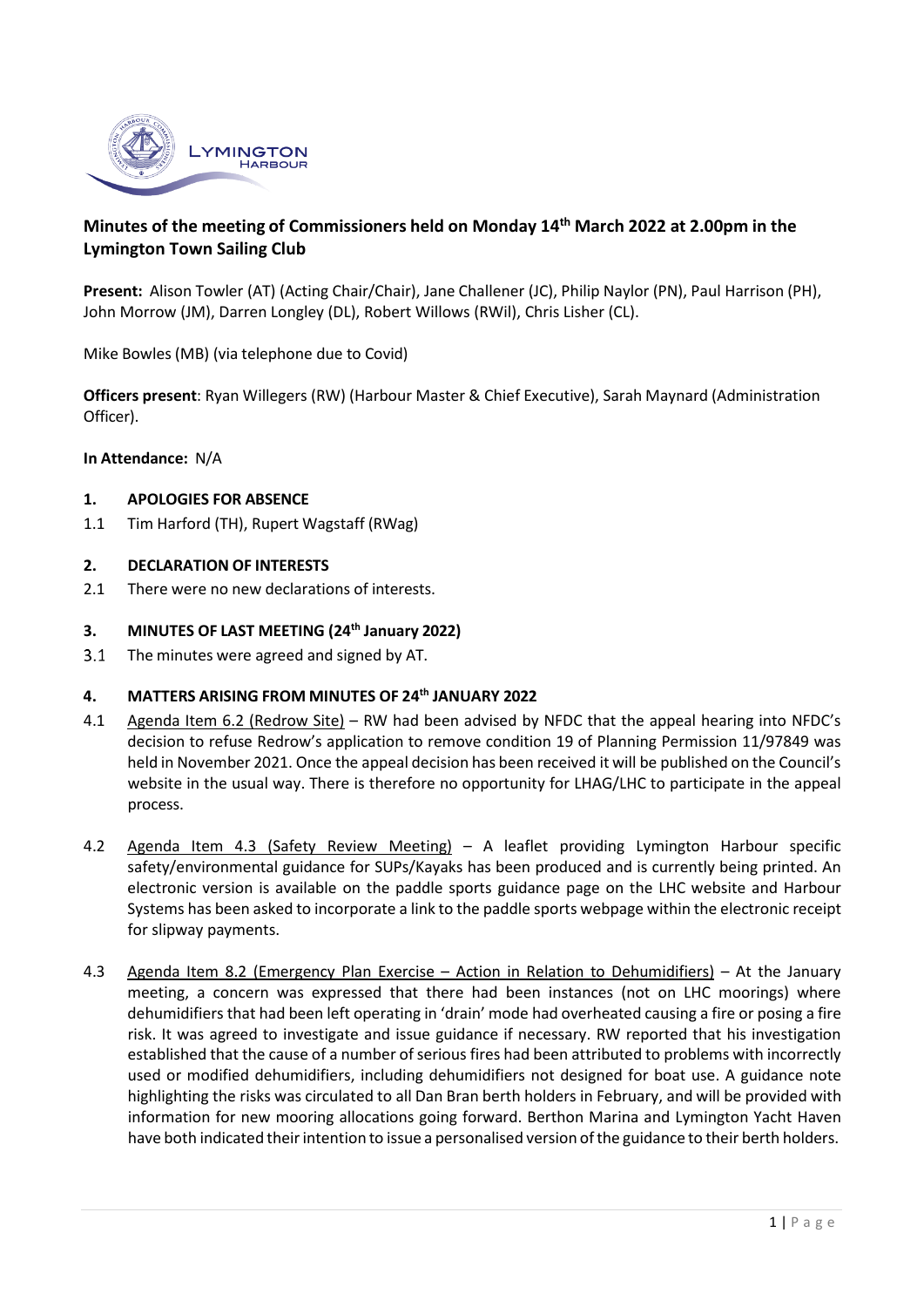LYMINGTON HARBOUR

# Minutes of the meeting of Commissioners held on Monday 14th March 2022 at 2.00pm in the Lymington Town Sailing Club

**Present:** Alison Towler (AT) (Acting Chair/Chair), Jane Challener (JC), Philip Naylor (PN), Paul Harrison (PH), John Morrow (JM), Darren Longley (DL), Robert Willows (RWil), Chris Lisher (CL).

Mike Bowles (MB) (via telephone due to Covid)

**Officers present**: Ryan Willegers (RW) (Harbour Master & Chief Executive), Sarah Maynard (Administration Officer).

**In Attendance:** N/A

## 1. APOLOGIES FOR ABSENCE

1.1 Tim Harford (TH), Rupert Wagstaff (RWag)

## 2. DECLARATION OF INTERESTS

2.1 There were no new declarations of interests.

## 3. MINUTES OF LAST MEETING (24th January 2022)

3.1 The minutes were agreed and signed by AT.

## 4. MATTERS ARISING FROM MINUTES OF 24th JANUARY 2022

4.1 Agenda Item 6.2 (Redrow Site) – RW had been advised by NFDC that the appeal hearing into NFDC's decision to refuse Redrow's application to remove condition 19 of Planning Permission 11/97849 was held in November 2021. Once the appeal decision has been received it will be published on the Council's website in the usual way. There is therefore no opportunity for LHAG/LHC to participate in the appeal process.

4.2 Agenda Item 4.3 (Safety Review Meeting) – A leaflet providing Lymington Harbour specific safety/environmental guidance for SUPs/Kayaks has been produced and is currently being printed. An electronic version is available on the paddle sports guidance page on the LHC website and Harbour Systems has been asked to incorporate a link to the paddle sports webpage within the electronic receipt for slipway payments.

4.3 Agenda Item 8.2 (Emergency Plan Exercise – Action in Relation to Dehumidifiers) – At the January meeting, a concern was expressed that there had been instances (not on LHC moorings) where dehumidifiers that had been left operating in 'drain' mode had overheated causing a fire or posing a fire risk. It was agreed to investigate and issue guidance if necessary. RW reported that his investigation established that the cause of a number of serious fires had been attributed to problems with incorrectly used or modified dehumidifiers, including dehumidifiers not designed for boat use. A guidance note highlighting the risks was circulated to all Dan Bran berth holders in February, and will be provided with information for new mooring allocations going forward. Berthon Marina and Lymington Yacht Haven have both indicated their intention to issue a personalised version of the guidance to their berth holders.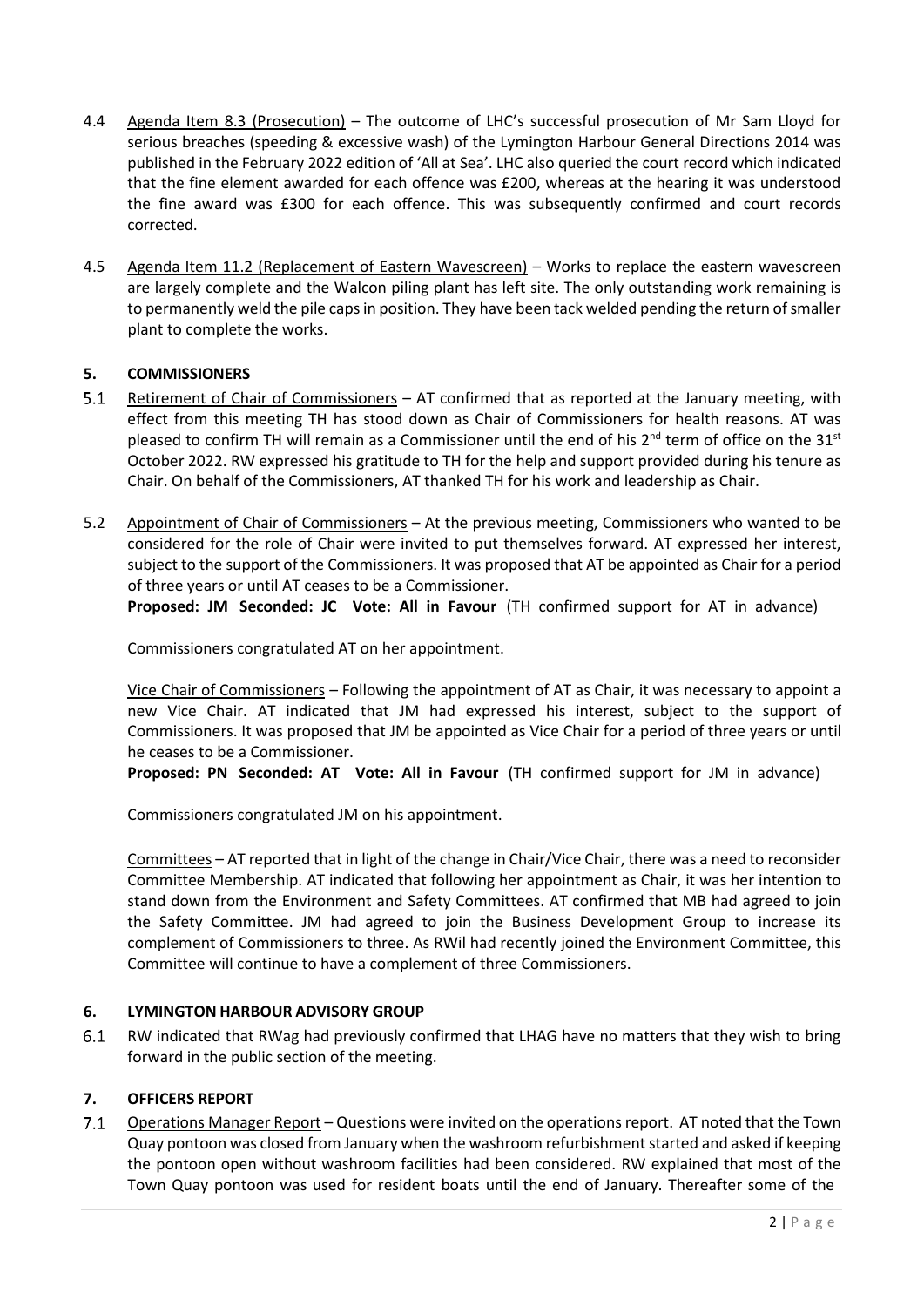4.4 Agenda Item 8.3 (Prosecution) – The outcome of LHC's successful prosecution of Mr Sam Lloyd for serious breaches (speeding & excessive wash) of the Lymington Harbour General Directions 2014 was published in the February 2022 edition of 'All at Sea'. LHC also queried the court record which indicated that the fine element awarded for each offence was £200, whereas at the hearing it was understood the fine award was £300 for each offence. This was subsequently confirmed and court records corrected.

4.5 Agenda Item 11.2 (Replacement of Eastern Wavescreen) – Works to replace the eastern wavescreen are largely complete and the Walcon piling plant has left site. The only outstanding work remaining is to permanently weld the pile caps in position. They have been tack welded pending the return of smaller plant to complete the works.

## 5. COMMISSIONERS

5.1 Retirement of Chair of Commissioners – AT confirmed that as reported at the January meeting, with effect from this meeting TH has stood down as Chair of Commissioners for health reasons. AT was pleased to confirm TH will remain as a Commissioner until the end of his 2nd term of office on the 31st October 2022. RW expressed his gratitude to TH for the help and support provided during his tenure as Chair. On behalf of the Commissioners, AT thanked TH for his work and leadership as Chair.

5.2 Appointment of Chair of Commissioners – At the previous meeting, Commissioners who wanted to be considered for the role of Chair were invited to put themselves forward. AT expressed her interest, subject to the support of the Commissioners. It was proposed that AT be appointed as Chair for a period of three years or until AT ceases to be a Commissioner.
**Proposed: JM Seconded: JC Vote: All in Favour** (TH confirmed support for AT in advance)

Commissioners congratulated AT on her appointment.

Vice Chair of Commissioners – Following the appointment of AT as Chair, it was necessary to appoint a new Vice Chair. AT indicated that JM had expressed his interest, subject to the support of Commissioners. It was proposed that JM be appointed as Vice Chair for a period of three years or until he ceases to be a Commissioner.
**Proposed: PN Seconded: AT Vote: All in Favour** (TH confirmed support for JM in advance)

Commissioners congratulated JM on his appointment.

Committees – AT reported that in light of the change in Chair/Vice Chair, there was a need to reconsider Committee Membership. AT indicated that following her appointment as Chair, it was her intention to stand down from the Environment and Safety Committees. AT confirmed that MB had agreed to join the Safety Committee. JM had agreed to join the Business Development Group to increase its complement of Commissioners to three. As RWil had recently joined the Environment Committee, this Committee will continue to have a complement of three Commissioners.

## 6. LYMINGTON HARBOUR ADVISORY GROUP

6.1 RW indicated that RWag had previously confirmed that LHAG have no matters that they wish to bring forward in the public section of the meeting.

## 7. OFFICERS REPORT

7.1 Operations Manager Report – Questions were invited on the operations report. AT noted that the Town Quay pontoon was closed from January when the washroom refurbishment started and asked if keeping the pontoon open without washroom facilities had been considered. RW explained that most of the Town Quay pontoon was used for resident boats until the end of January. Thereafter some of the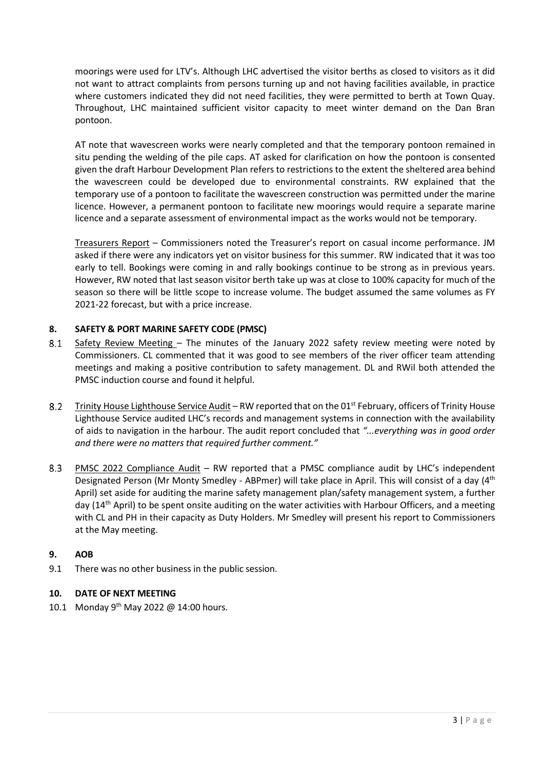moorings were used for LTV's. Although LHC advertised the visitor berths as closed to visitors as it did not want to attract complaints from persons turning up and not having facilities available, in practice where customers indicated they did not need facilities, they were permitted to berth at Town Quay. Throughout, LHC maintained sufficient visitor capacity to meet winter demand on the Dan Bran pontoon.

AT note that wavescreen works were nearly completed and that the temporary pontoon remained in situ pending the welding of the pile caps. AT asked for clarification on how the pontoon is consented given the draft Harbour Development Plan refers to restrictions to the extent the sheltered area behind the wavescreen could be developed due to environmental constraints. RW explained that the temporary use of a pontoon to facilitate the wavescreen construction was permitted under the marine licence. However, a permanent pontoon to facilitate new moorings would require a separate marine licence and a separate assessment of environmental impact as the works would not be temporary.

Treasurers Report – Commissioners noted the Treasurer's report on casual income performance. JM asked if there were any indicators yet on visitor business for this summer. RW indicated that it was too early to tell. Bookings were coming in and rally bookings continue to be strong as in previous years. However, RW noted that last season visitor berth take up was at close to 100% capacity for much of the season so there will be little scope to increase volume. The budget assumed the same volumes as FY 2021-22 forecast, but with a price increase.

## 8. SAFETY & PORT MARINE SAFETY CODE (PMSC)

8.1 Safety Review Meeting – The minutes of the January 2022 safety review meeting were noted by Commissioners. CL commented that it was good to see members of the river officer team attending meetings and making a positive contribution to safety management. DL and RWil both attended the PMSC induction course and found it helpful.

8.2 Trinity House Lighthouse Service Audit – RW reported that on the 01st February, officers of Trinity House Lighthouse Service audited LHC's records and management systems in connection with the availability of aids to navigation in the harbour. The audit report concluded that *"...everything was in good order and there were no matters that required further comment."*

8.3 PMSC 2022 Compliance Audit – RW reported that a PMSC compliance audit by LHC's independent Designated Person (Mr Monty Smedley - ABPmer) will take place in April. This will consist of a day (4th April) set aside for auditing the marine safety management plan/safety management system, a further day (14th April) to be spent onsite auditing on the water activities with Harbour Officers, and a meeting with CL and PH in their capacity as Duty Holders. Mr Smedley will present his report to Commissioners at the May meeting.

## 9. AOB

9.1 There was no other business in the public session.

## 10. DATE OF NEXT MEETING

10.1 Monday 9th May 2022 @ 14:00 hours.